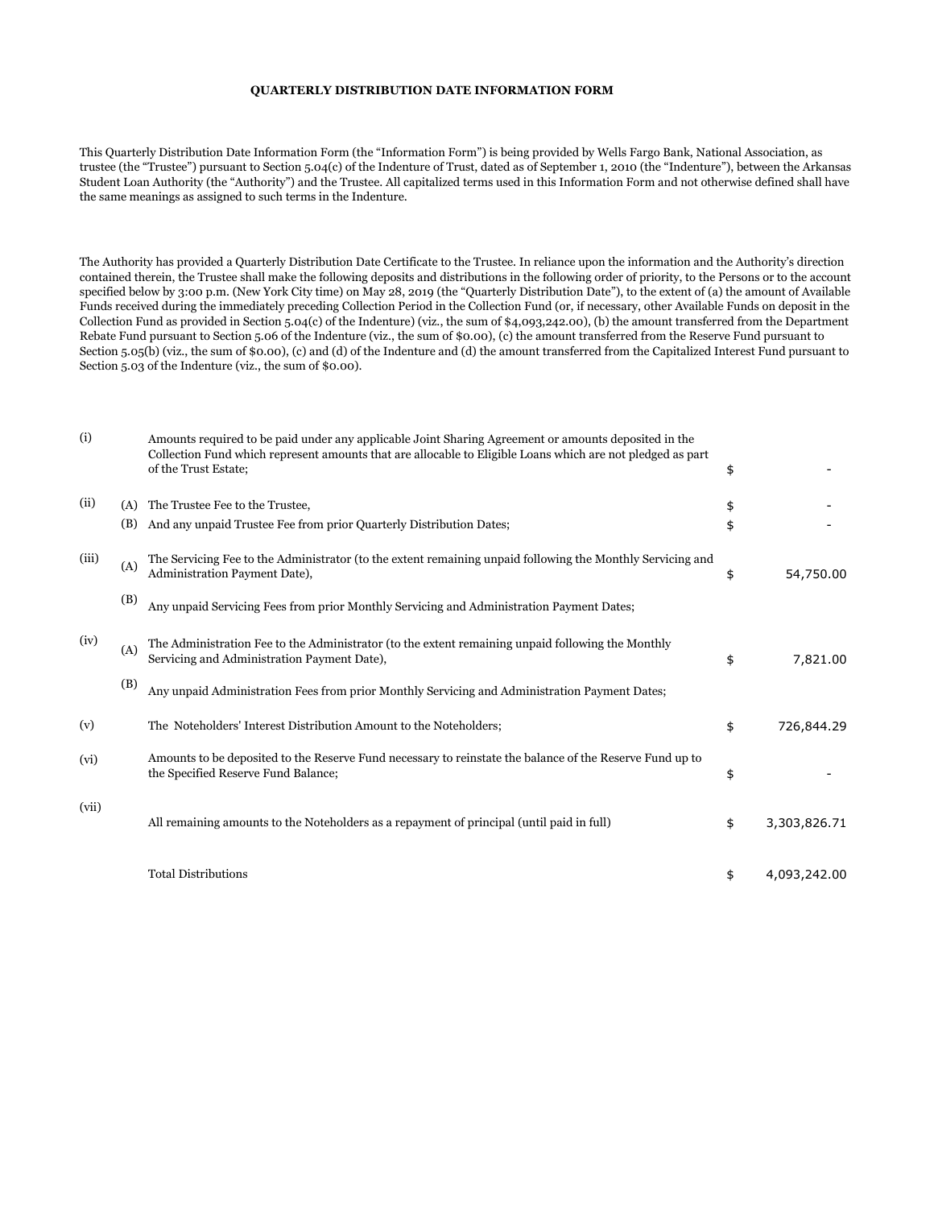# QUARTERLY DISTRIBUTION DATE INFORMATION FORM

This Quarterly Distribution Date Information Form (the "Information Form") is being provided by Wells Fargo Bank, National Association, as trustee (the "Trustee") pursuant to Section 5.04(c) of the Indenture of Trust, dated as of September 1, 2010 (the "Indenture"), between the Arkansas Student Loan Authority (the "Authority") and the Trustee. All capitalized terms used in this Information Form and not otherwise defined shall have the same meanings as assigned to such terms in the Indenture.

The Authority has provided a Quarterly Distribution Date Certificate to the Trustee. In reliance upon the information and the Authority's direction contained therein, the Trustee shall make the following deposits and distributions in the following order of priority, to the Persons or to the account specified below by 3:00 p.m. (New York City time) on May 28, 2019 (the "Quarterly Distribution Date"), to the extent of (a) the amount of Available Funds received during the immediately preceding Collection Period in the Collection Fund (or, if necessary, other Available Funds on deposit in the Collection Fund as provided in Section 5.04(c) of the Indenture) (viz., the sum of $4,093,242.00), (b) the amount transferred from the Department Rebate Fund pursuant to Section 5.06 of the Indenture (viz., the sum of $0.00), (c) the amount transferred from the Reserve Fund pursuant to Section 5.05(b) (viz., the sum of $0.00), (c) and (d) of the Indenture and (d) the amount transferred from the Capitalized Interest Fund pursuant to Section 5.03 of the Indenture (viz., the sum of $0.00).

| | | | | |
|---|---|---|---|---|
| (i) | | Amounts required to be paid under any applicable Joint Sharing Agreement or amounts deposited in the Collection Fund which represent amounts that are allocable to Eligible Loans which are not pledged as part of the Trust Estate; | $ | - |
| (ii) | (A) | The Trustee Fee to the Trustee, | $ | - |
| | (B) | And any unpaid Trustee Fee from prior Quarterly Distribution Dates; | $ | - |
| (iii) | (A) | The Servicing Fee to the Administrator (to the extent remaining unpaid following the Monthly Servicing and Administration Payment Date), | $ | 54,750.00 |
| | (B) | Any unpaid Servicing Fees from prior Monthly Servicing and Administration Payment Dates; | | |
| (iv) | (A) | The Administration Fee to the Administrator (to the extent remaining unpaid following the Monthly Servicing and Administration Payment Date), | $ | 7,821.00 |
| | (B) | Any unpaid Administration Fees from prior Monthly Servicing and Administration Payment Dates; | | |
| (v) | | The Noteholders' Interest Distribution Amount to the Noteholders; | $ | 726,844.29 |
| (vi) | | Amounts to be deposited to the Reserve Fund necessary to reinstate the balance of the Reserve Fund up to the Specified Reserve Fund Balance; | $ | - |
| (vii) | | All remaining amounts to the Noteholders as a repayment of principal (until paid in full) | $ | 3,303,826.71 |
| | | Total Distributions | $ | 4,093,242.00 |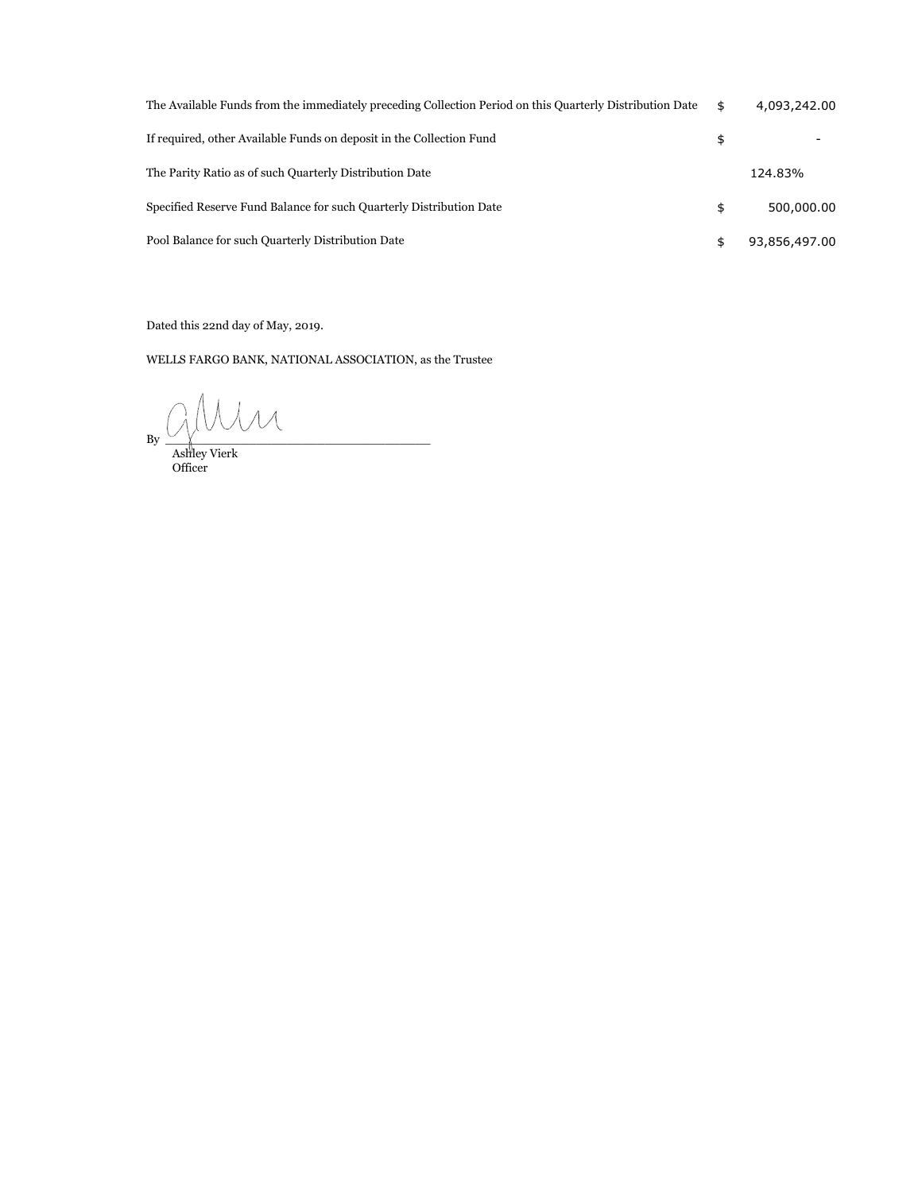| | | |
|---|---|---|
| The Available Funds from the immediately preceding Collection Period on this Quarterly Distribution Date | $ | 4,093,242.00 |
| If required, other Available Funds on deposit in the Collection Fund | $ | - |
| The Parity Ratio as of such Quarterly Distribution Date | | 124.83% |
| Specified Reserve Fund Balance for such Quarterly Distribution Date | $ | 500,000.00 |
| Pool Balance for such Quarterly Distribution Date | $ | 93,856,497.00 |

Dated this 22nd day of May, 2019.

WELLS FARGO BANK, NATIONAL ASSOCIATION, as the Trustee

By ________________________________

Ashley Vierk
Officer